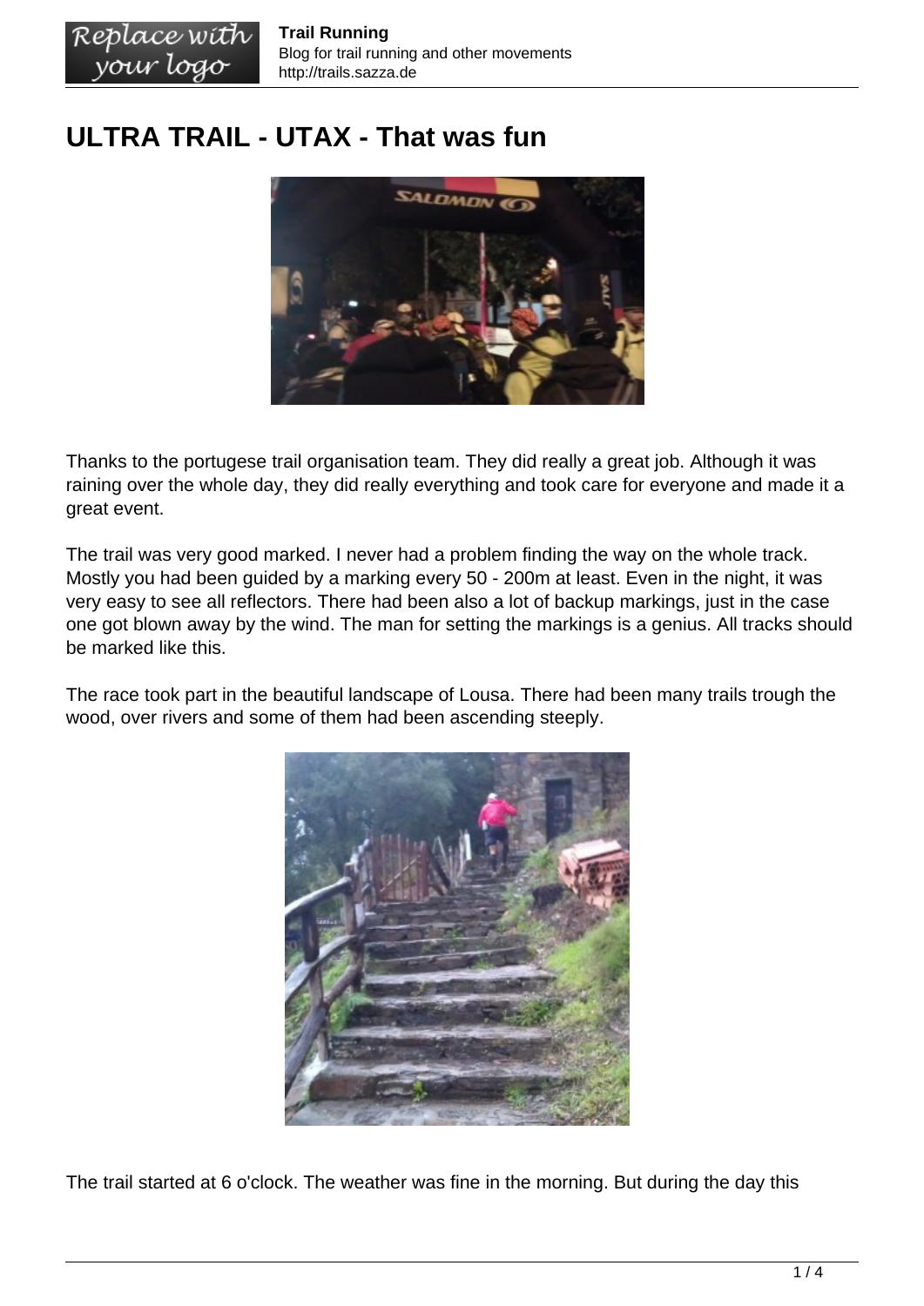# ULTRA TRAIL - UTAX - That was fun

Thanks to the portugese trail organisation team. They did really a great job. Although it was raining over the whole day, they did really everything and took care for everyone and made it a great event.

The trail was very good marked. I never had a problem finding the way on the whole track. Mostly you had been guided by a marking every 50 - 200m at least. Even in the night, it was very easy to see all reflectors. There had been also a lot of backup markings, just in the case one got blown away by the wind. The man for setting the markings is a genius. All tracks should be marked like this.

The race took part in the beautiful landscape of Lousa. There had been many trails trough the wood, over rivers and some of them had been ascending steeply.

The trail started at 6 o'clock. The weather was fine in the morning. But during the day this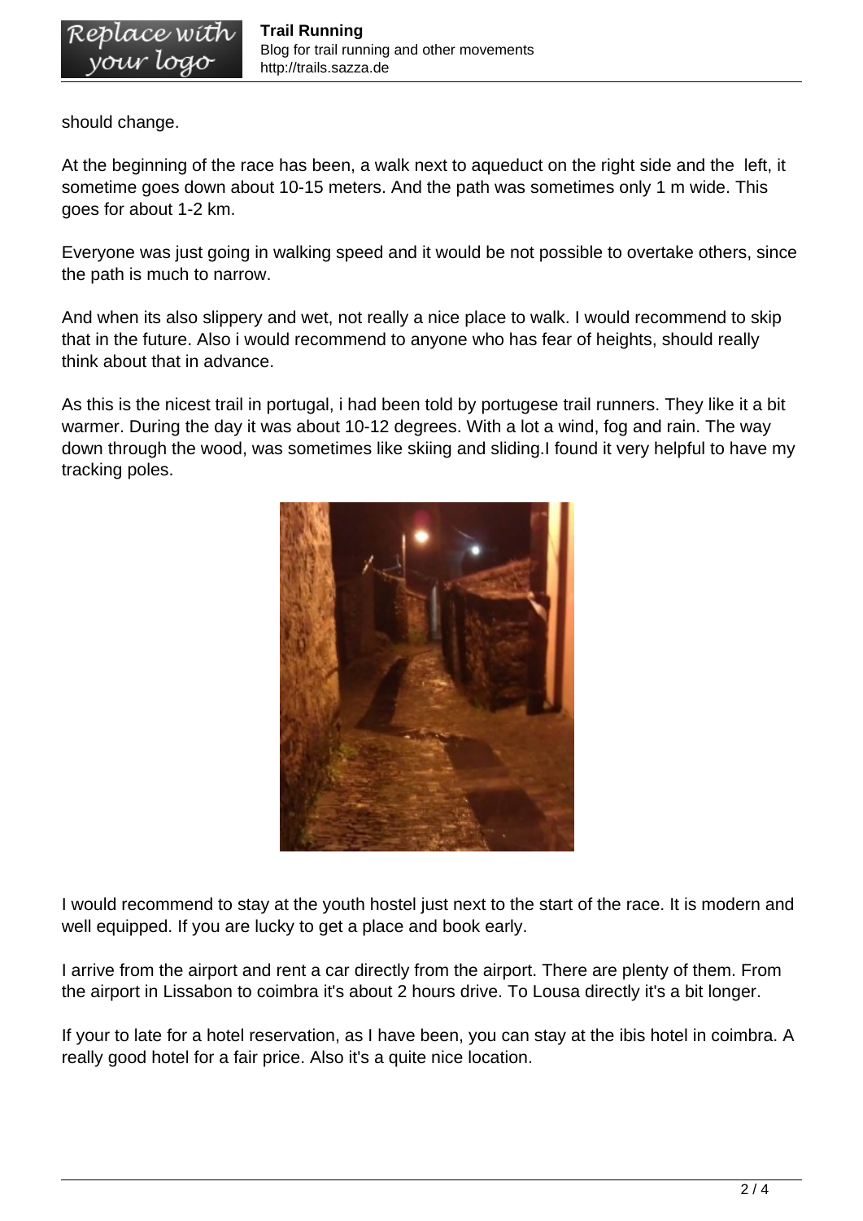should change.

At the beginning of the race has been, a walk next to aqueduct on the right side and the  left, it sometime goes down about 10-15 meters. And the path was sometimes only 1 m wide. This goes for about 1-2 km.

Everyone was just going in walking speed and it would be not possible to overtake others, since the path is much to narrow.

And when its also slippery and wet, not really a nice place to walk. I would recommend to skip that in the future. Also i would recommend to anyone who has fear of heights, should really think about that in advance.

As this is the nicest trail in portugal, i had been told by portugese trail runners. They like it a bit warmer. During the day it was about 10-12 degrees. With a lot a wind, fog and rain. The way down through the wood, was sometimes like skiing and sliding.I found it very helpful to have my tracking poles.

I would recommend to stay at the youth hostel just next to the start of the race. It is modern and well equipped. If you are lucky to get a place and book early.

I arrive from the airport and rent a car directly from the airport. There are plenty of them. From the airport in Lissabon to coimbra it's about 2 hours drive. To Lousa directly it's a bit longer.

If your to late for a hotel reservation, as I have been, you can stay at the ibis hotel in coimbra. A really good hotel for a fair price. Also it's a quite nice location.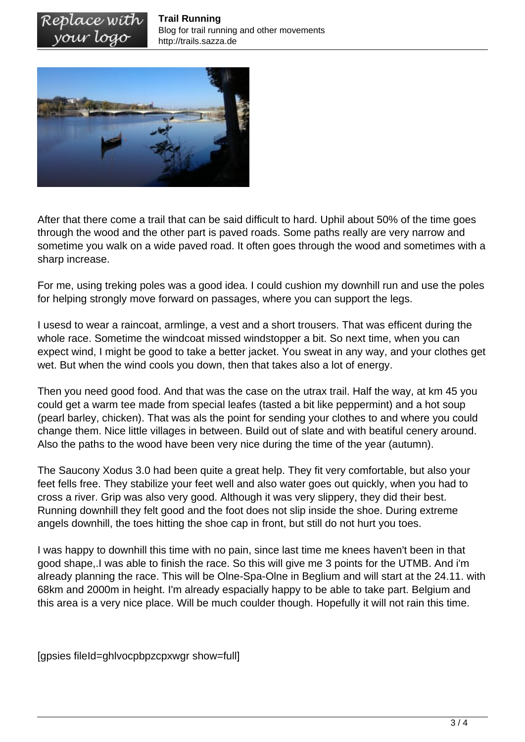After that there come a trail that can be said difficult to hard. Uphil about 50% of the time goes through the wood and the other part is paved roads. Some paths really are very narrow and sometime you walk on a wide paved road. It often goes through the wood and sometimes with a sharp increase.

For me, using treking poles was a good idea. I could cushion my downhill run and use the poles for helping strongly move forward on passages, where you can support the legs.

I usesd to wear a raincoat, armlinge, a vest and a short trousers. That was efficent during the whole race. Sometime the windcoat missed windstopper a bit. So next time, when you can expect wind, I might be good to take a better jacket. You sweat in any way, and your clothes get wet. But when the wind cools you down, then that takes also a lot of energy.

Then you need good food. And that was the case on the utrax trail. Half the way, at km 45 you could get a warm tee made from special leafes (tasted a bit like peppermint) and a hot soup (pearl barley, chicken). That was als the point for sending your clothes to and where you could change them. Nice little villages in between. Build out of slate and with beatiful cenery around. Also the paths to the wood have been very nice during the time of the year (autumn).

The Saucony Xodus 3.0 had been quite a great help. They fit very comfortable, but also your feet fells free. They stabilize your feet well and also water goes out quickly, when you had to cross a river. Grip was also very good. Although it was very slippery, they did their best. Running downhill they felt good and the foot does not slip inside the shoe. During extreme angels downhill, the toes hitting the shoe cap in front, but still do not hurt you toes.

I was happy to downhill this time with no pain, since last time me knees haven't been in that good shape,.I was able to finish the race. So this will give me 3 points for the UTMB. And i'm already planning the race. This will be Olne-Spa-Olne in Beglium and will start at the 24.11. with 68km and 2000m in height. I'm already espacially happy to be able to take part. Belgium and this area is a very nice place. Will be much coulder though. Hopefully it will not rain this time.

[gpsies fileId=ghlvocpbpzcpxwgr show=full]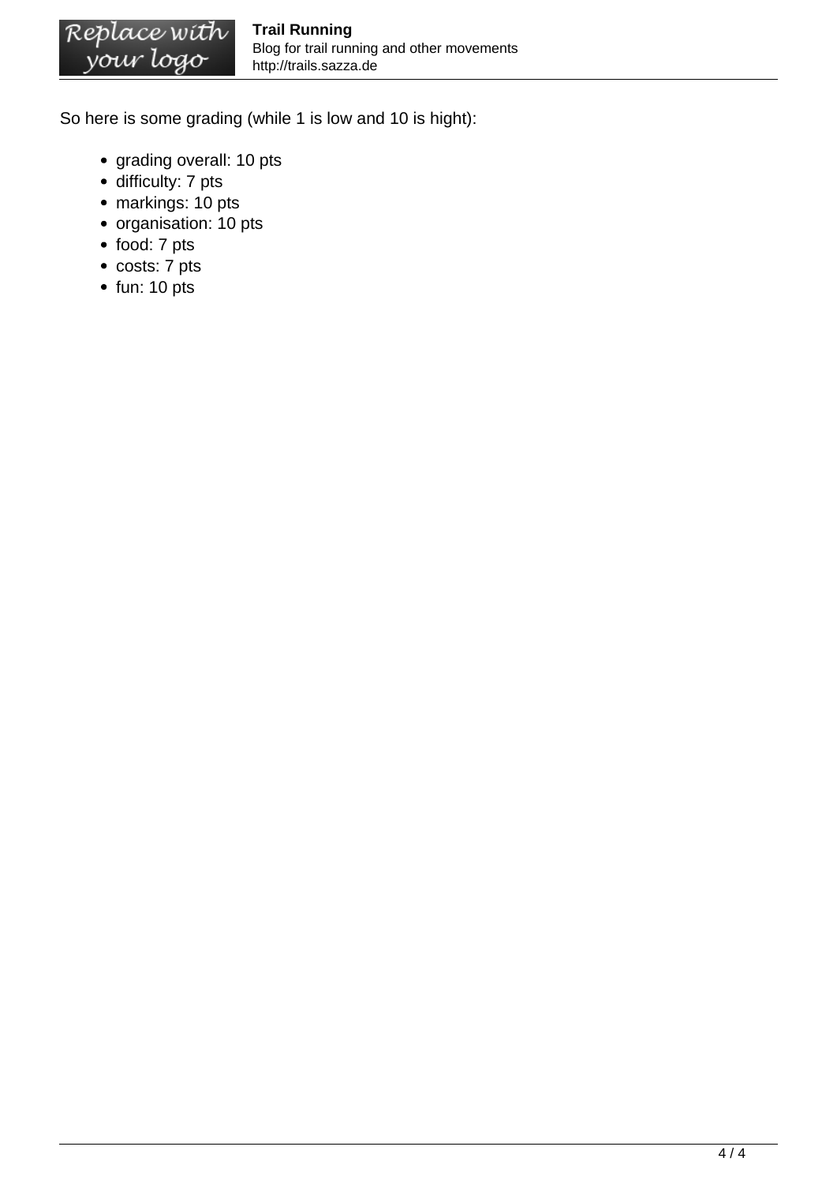So here is some grading (while 1 is low and 10 is hight):

- grading overall: 10 pts
- difficulty: 7 pts
- markings: 10 pts
- organisation: 10 pts
- food: 7 pts
- costs: 7 pts
- fun: 10 pts